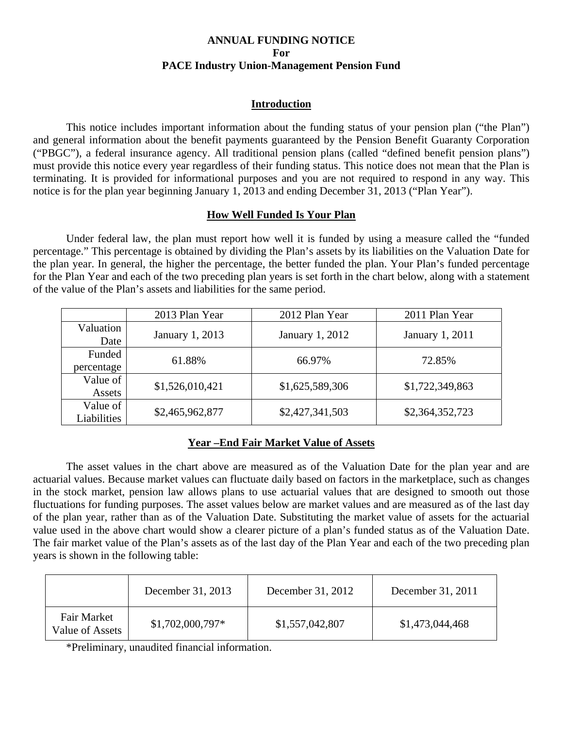# ANNUAL FUNDING NOTICE
# For
# PACE Industry Union-Management Pension Fund

## Introduction

This notice includes important information about the funding status of your pension plan ("the Plan") and general information about the benefit payments guaranteed by the Pension Benefit Guaranty Corporation ("PBGC"), a federal insurance agency. All traditional pension plans (called "defined benefit pension plans") must provide this notice every year regardless of their funding status. This notice does not mean that the Plan is terminating. It is provided for informational purposes and you are not required to respond in any way. This notice is for the plan year beginning January 1, 2013 and ending December 31, 2013 ("Plan Year").

## How Well Funded Is Your Plan

Under federal law, the plan must report how well it is funded by using a measure called the "funded percentage." This percentage is obtained by dividing the Plan's assets by its liabilities on the Valuation Date for the plan year. In general, the higher the percentage, the better funded the plan. Your Plan's funded percentage for the Plan Year and each of the two preceding plan years is set forth in the chart below, along with a statement of the value of the Plan's assets and liabilities for the same period.

| | 2013 Plan Year | 2012 Plan Year | 2011 Plan Year |
|---|---|---|---|
| Valuation Date | January 1, 2013 | January 1, 2012 | January 1, 2011 |
| Funded percentage | 61.88% | 66.97% | 72.85% |
| Value of Assets | $1,526,010,421 | $1,625,589,306 | $1,722,349,863 |
| Value of Liabilities | $2,465,962,877 | $2,427,341,503 | $2,364,352,723 |

## Year –End Fair Market Value of Assets

The asset values in the chart above are measured as of the Valuation Date for the plan year and are actuarial values. Because market values can fluctuate daily based on factors in the marketplace, such as changes in the stock market, pension law allows plans to use actuarial values that are designed to smooth out those fluctuations for funding purposes. The asset values below are market values and are measured as of the last day of the plan year, rather than as of the Valuation Date. Substituting the market value of assets for the actuarial value used in the above chart would show a clearer picture of a plan's funded status as of the Valuation Date. The fair market value of the Plan's assets as of the last day of the Plan Year and each of the two preceding plan years is shown in the following table:

| | December 31, 2013 | December 31, 2012 | December 31, 2011 |
|---|---|---|---|
| Fair Market Value of Assets | $1,702,000,797* | $1,557,042,807 | $1,473,044,468 |

*Preliminary, unaudited financial information.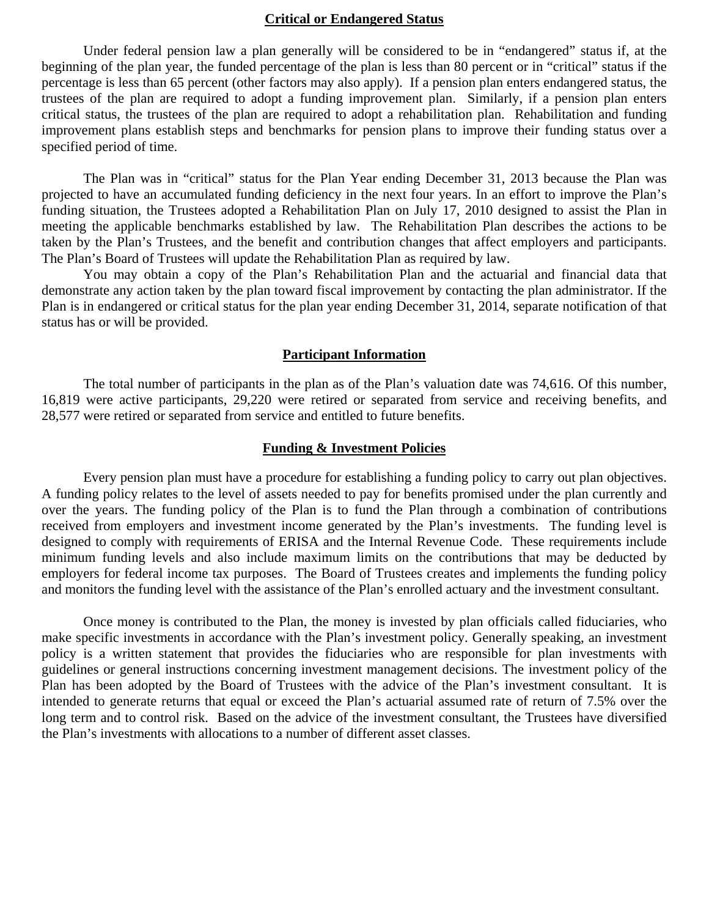## Critical or Endangered Status

Under federal pension law a plan generally will be considered to be in "endangered" status if, at the beginning of the plan year, the funded percentage of the plan is less than 80 percent or in "critical" status if the percentage is less than 65 percent (other factors may also apply). If a pension plan enters endangered status, the trustees of the plan are required to adopt a funding improvement plan. Similarly, if a pension plan enters critical status, the trustees of the plan are required to adopt a rehabilitation plan. Rehabilitation and funding improvement plans establish steps and benchmarks for pension plans to improve their funding status over a specified period of time.

The Plan was in "critical" status for the Plan Year ending December 31, 2013 because the Plan was projected to have an accumulated funding deficiency in the next four years. In an effort to improve the Plan's funding situation, the Trustees adopted a Rehabilitation Plan on July 17, 2010 designed to assist the Plan in meeting the applicable benchmarks established by law. The Rehabilitation Plan describes the actions to be taken by the Plan's Trustees, and the benefit and contribution changes that affect employers and participants. The Plan's Board of Trustees will update the Rehabilitation Plan as required by law.

You may obtain a copy of the Plan's Rehabilitation Plan and the actuarial and financial data that demonstrate any action taken by the plan toward fiscal improvement by contacting the plan administrator. If the Plan is in endangered or critical status for the plan year ending December 31, 2014, separate notification of that status has or will be provided.

## Participant Information

The total number of participants in the plan as of the Plan's valuation date was 74,616. Of this number, 16,819 were active participants, 29,220 were retired or separated from service and receiving benefits, and 28,577 were retired or separated from service and entitled to future benefits.

## Funding & Investment Policies

Every pension plan must have a procedure for establishing a funding policy to carry out plan objectives. A funding policy relates to the level of assets needed to pay for benefits promised under the plan currently and over the years. The funding policy of the Plan is to fund the Plan through a combination of contributions received from employers and investment income generated by the Plan's investments. The funding level is designed to comply with requirements of ERISA and the Internal Revenue Code. These requirements include minimum funding levels and also include maximum limits on the contributions that may be deducted by employers for federal income tax purposes. The Board of Trustees creates and implements the funding policy and monitors the funding level with the assistance of the Plan's enrolled actuary and the investment consultant.

Once money is contributed to the Plan, the money is invested by plan officials called fiduciaries, who make specific investments in accordance with the Plan's investment policy. Generally speaking, an investment policy is a written statement that provides the fiduciaries who are responsible for plan investments with guidelines or general instructions concerning investment management decisions. The investment policy of the Plan has been adopted by the Board of Trustees with the advice of the Plan's investment consultant. It is intended to generate returns that equal or exceed the Plan's actuarial assumed rate of return of 7.5% over the long term and to control risk. Based on the advice of the investment consultant, the Trustees have diversified the Plan's investments with allocations to a number of different asset classes.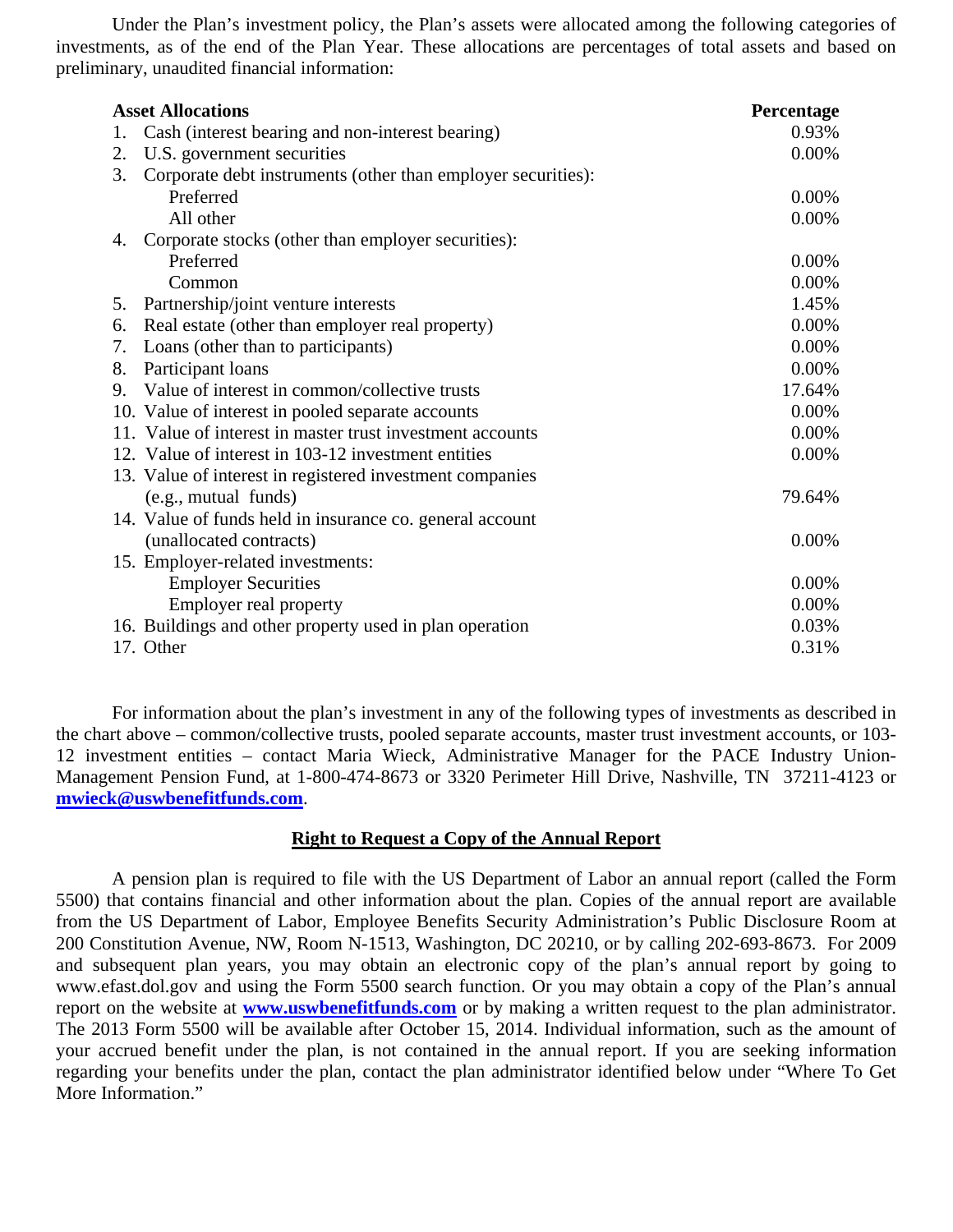Under the Plan's investment policy, the Plan's assets were allocated among the following categories of investments, as of the end of the Plan Year. These allocations are percentages of total assets and based on preliminary, unaudited financial information:

| Asset Allocations | Percentage |
|---|---|
| 1. Cash (interest bearing and non-interest bearing) | 0.93% |
| 2. U.S. government securities | 0.00% |
| 3. Corporate debt instruments (other than employer securities): | |
| Preferred | 0.00% |
| All other | 0.00% |
| 4. Corporate stocks (other than employer securities): | |
| Preferred | 0.00% |
| Common | 0.00% |
| 5. Partnership/joint venture interests | 1.45% |
| 6. Real estate (other than employer real property) | 0.00% |
| 7. Loans (other than to participants) | 0.00% |
| 8. Participant loans | 0.00% |
| 9. Value of interest in common/collective trusts | 17.64% |
| 10. Value of interest in pooled separate accounts | 0.00% |
| 11. Value of interest in master trust investment accounts | 0.00% |
| 12. Value of interest in 103-12 investment entities | 0.00% |
| 13. Value of interest in registered investment companies (e.g., mutual funds) | 79.64% |
| 14. Value of funds held in insurance co. general account (unallocated contracts) | 0.00% |
| 15. Employer-related investments: | |
| Employer Securities | 0.00% |
| Employer real property | 0.00% |
| 16. Buildings and other property used in plan operation | 0.03% |
| 17. Other | 0.31% |

For information about the plan's investment in any of the following types of investments as described in the chart above – common/collective trusts, pooled separate accounts, master trust investment accounts, or 103-12 investment entities – contact Maria Wieck, Administrative Manager for the PACE Industry Union-Management Pension Fund, at 1-800-474-8673 or 3320 Perimeter Hill Drive, Nashville, TN 37211-4123 or **mwieck@uswbenefitfunds.com**.

## Right to Request a Copy of the Annual Report

A pension plan is required to file with the US Department of Labor an annual report (called the Form 5500) that contains financial and other information about the plan. Copies of the annual report are available from the US Department of Labor, Employee Benefits Security Administration's Public Disclosure Room at 200 Constitution Avenue, NW, Room N-1513, Washington, DC 20210, or by calling 202-693-8673. For 2009 and subsequent plan years, you may obtain an electronic copy of the plan's annual report by going to www.efast.dol.gov and using the Form 5500 search function. Or you may obtain a copy of the Plan's annual report on the website at **www.uswbenefitfunds.com** or by making a written request to the plan administrator. The 2013 Form 5500 will be available after October 15, 2014. Individual information, such as the amount of your accrued benefit under the plan, is not contained in the annual report. If you are seeking information regarding your benefits under the plan, contact the plan administrator identified below under "Where To Get More Information."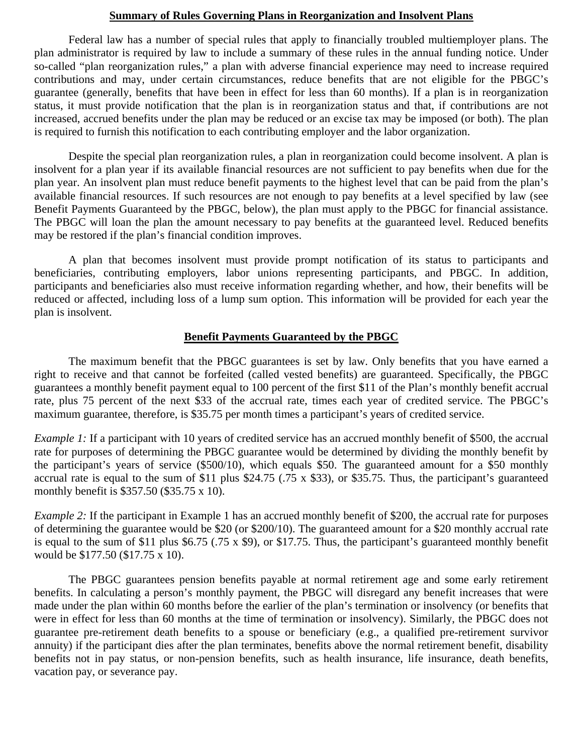## Summary of Rules Governing Plans in Reorganization and Insolvent Plans

Federal law has a number of special rules that apply to financially troubled multiemployer plans. The plan administrator is required by law to include a summary of these rules in the annual funding notice. Under so-called "plan reorganization rules," a plan with adverse financial experience may need to increase required contributions and may, under certain circumstances, reduce benefits that are not eligible for the PBGC's guarantee (generally, benefits that have been in effect for less than 60 months). If a plan is in reorganization status, it must provide notification that the plan is in reorganization status and that, if contributions are not increased, accrued benefits under the plan may be reduced or an excise tax may be imposed (or both). The plan is required to furnish this notification to each contributing employer and the labor organization.

Despite the special plan reorganization rules, a plan in reorganization could become insolvent. A plan is insolvent for a plan year if its available financial resources are not sufficient to pay benefits when due for the plan year. An insolvent plan must reduce benefit payments to the highest level that can be paid from the plan's available financial resources. If such resources are not enough to pay benefits at a level specified by law (see Benefit Payments Guaranteed by the PBGC, below), the plan must apply to the PBGC for financial assistance. The PBGC will loan the plan the amount necessary to pay benefits at the guaranteed level. Reduced benefits may be restored if the plan's financial condition improves.

A plan that becomes insolvent must provide prompt notification of its status to participants and beneficiaries, contributing employers, labor unions representing participants, and PBGC. In addition, participants and beneficiaries also must receive information regarding whether, and how, their benefits will be reduced or affected, including loss of a lump sum option. This information will be provided for each year the plan is insolvent.

## Benefit Payments Guaranteed by the PBGC

The maximum benefit that the PBGC guarantees is set by law. Only benefits that you have earned a right to receive and that cannot be forfeited (called vested benefits) are guaranteed. Specifically, the PBGC guarantees a monthly benefit payment equal to 100 percent of the first $11 of the Plan's monthly benefit accrual rate, plus 75 percent of the next $33 of the accrual rate, times each year of credited service. The PBGC's maximum guarantee, therefore, is $35.75 per month times a participant's years of credited service.

*Example 1:* If a participant with 10 years of credited service has an accrued monthly benefit of $500, the accrual rate for purposes of determining the PBGC guarantee would be determined by dividing the monthly benefit by the participant's years of service ($500/10), which equals $50. The guaranteed amount for a $50 monthly accrual rate is equal to the sum of $11 plus $24.75 (.75 x $33), or $35.75. Thus, the participant's guaranteed monthly benefit is $357.50 ($35.75 x 10).

*Example 2:* If the participant in Example 1 has an accrued monthly benefit of $200, the accrual rate for purposes of determining the guarantee would be $20 (or $200/10). The guaranteed amount for a $20 monthly accrual rate is equal to the sum of $11 plus $6.75 (.75 x $9), or $17.75. Thus, the participant's guaranteed monthly benefit would be $177.50 ($17.75 x 10).

The PBGC guarantees pension benefits payable at normal retirement age and some early retirement benefits. In calculating a person's monthly payment, the PBGC will disregard any benefit increases that were made under the plan within 60 months before the earlier of the plan's termination or insolvency (or benefits that were in effect for less than 60 months at the time of termination or insolvency). Similarly, the PBGC does not guarantee pre-retirement death benefits to a spouse or beneficiary (e.g., a qualified pre-retirement survivor annuity) if the participant dies after the plan terminates, benefits above the normal retirement benefit, disability benefits not in pay status, or non-pension benefits, such as health insurance, life insurance, death benefits, vacation pay, or severance pay.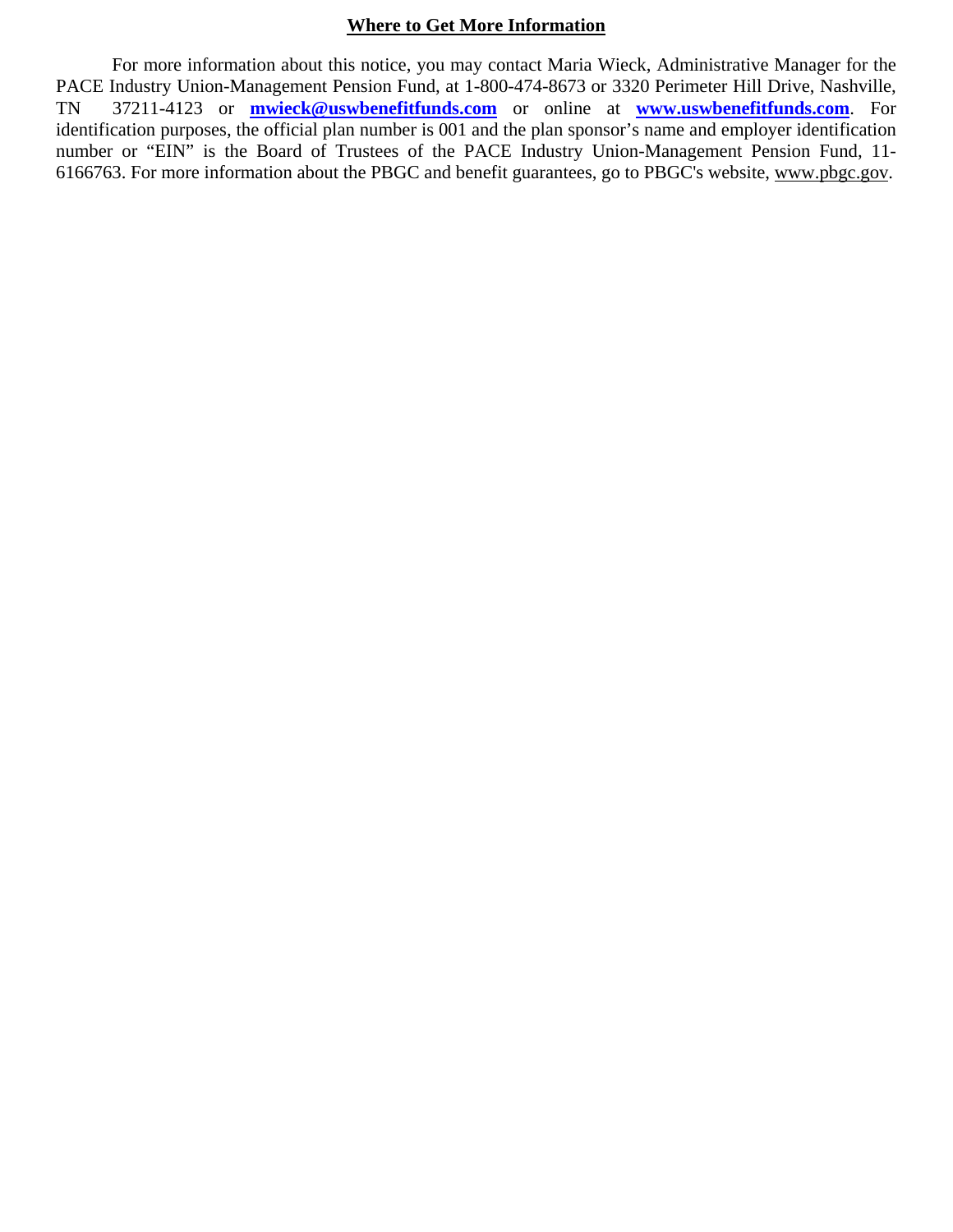## **Where to Get More Information**

For more information about this notice, you may contact Maria Wieck, Administrative Manager for the PACE Industry Union-Management Pension Fund, at 1-800-474-8673 or 3320 Perimeter Hill Drive, Nashville, TN 37211-4123 or **mwieck@uswbenefitfunds.com** or online at **www.uswbenefitfunds.com**. For identification purposes, the official plan number is 001 and the plan sponsor's name and employer identification number or "EIN" is the Board of Trustees of the PACE Industry Union-Management Pension Fund, 11-6166763. For more information about the PBGC and benefit guarantees, go to PBGC's website, www.pbgc.gov.